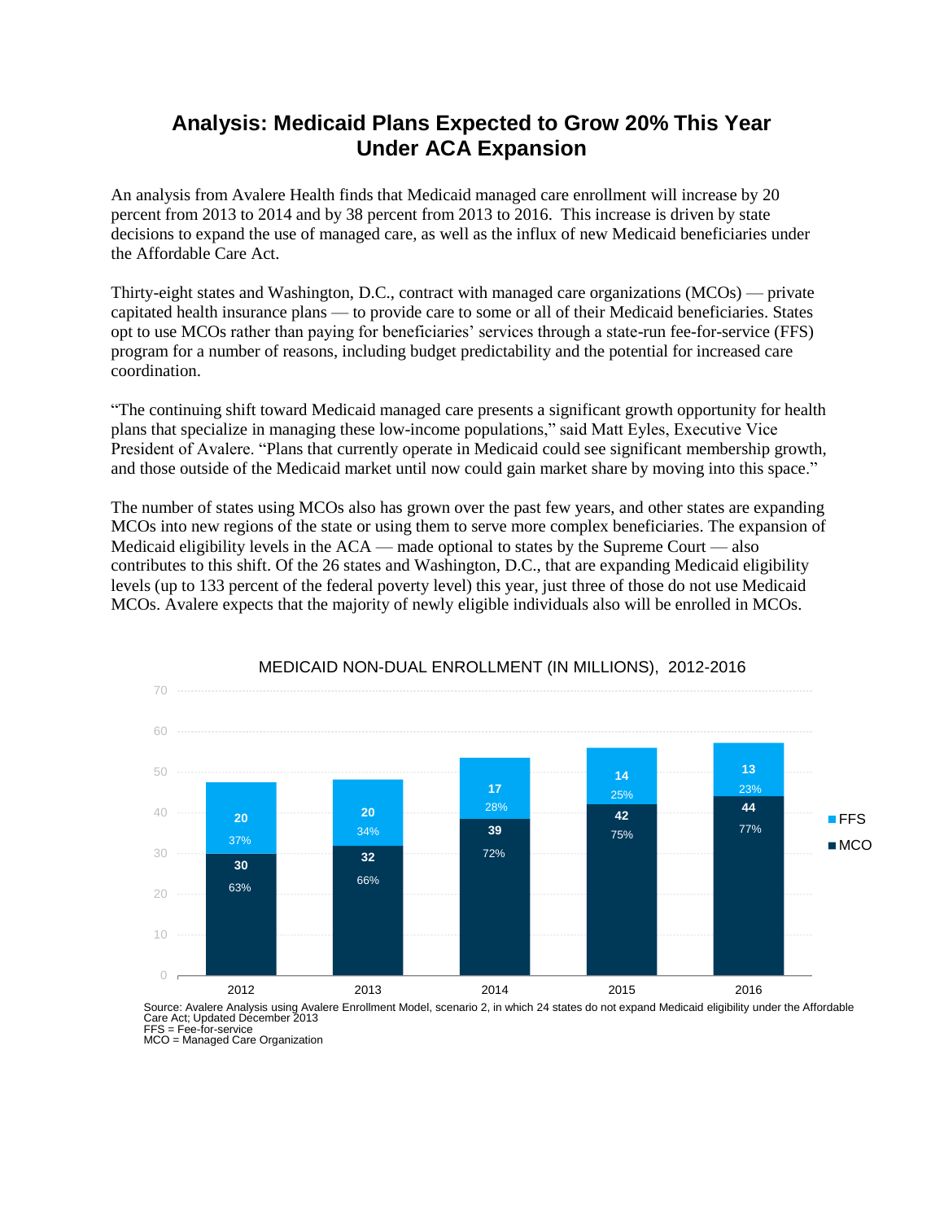# Analysis: Medicaid Plans Expected to Grow 20% This Year Under ACA Expansion

An analysis from Avalere Health finds that Medicaid managed care enrollment will increase by 20 percent from 2013 to 2014 and by 38 percent from 2013 to 2016. This increase is driven by state decisions to expand the use of managed care, as well as the influx of new Medicaid beneficiaries under the Affordable Care Act.

Thirty-eight states and Washington, D.C., contract with managed care organizations (MCOs) — private capitated health insurance plans — to provide care to some or all of their Medicaid beneficiaries. States opt to use MCOs rather than paying for beneficiaries' services through a state-run fee-for-service (FFS) program for a number of reasons, including budget predictability and the potential for increased care coordination.

"The continuing shift toward Medicaid managed care presents a significant growth opportunity for health plans that specialize in managing these low-income populations," said Matt Eyles, Executive Vice President of Avalere. "Plans that currently operate in Medicaid could see significant membership growth, and those outside of the Medicaid market until now could gain market share by moving into this space."

The number of states using MCOs also has grown over the past few years, and other states are expanding MCOs into new regions of the state or using them to serve more complex beneficiaries. The expansion of Medicaid eligibility levels in the ACA — made optional to states by the Supreme Court — also contributes to this shift. Of the 26 states and Washington, D.C., that are expanding Medicaid eligibility levels (up to 133 percent of the federal poverty level) this year, just three of those do not use Medicaid MCOs. Avalere expects that the majority of newly eligible individuals also will be enrolled in MCOs.

MEDICAID NON-DUAL ENROLLMENT (IN MILLIONS), 2012-2016

| Year | MCO | FFS |
|---|---|---|
| 2012 | 30 (63%) | 20 (37%) |
| 2013 | 32 (66%) | 20 (34%) |
| 2014 | 39 (72%) | 17 (28%) |
| 2015 | 42 (75%) | 14 (25%) |
| 2016 | 44 (77%) | 13 (23%) |

Source: Avalere Analysis using Avalere Enrollment Model, scenario 2, in which 24 states do not expand Medicaid eligibility under the Affordable Care Act; Updated December 2013
FFS = Fee-for-service
MCO = Managed Care Organization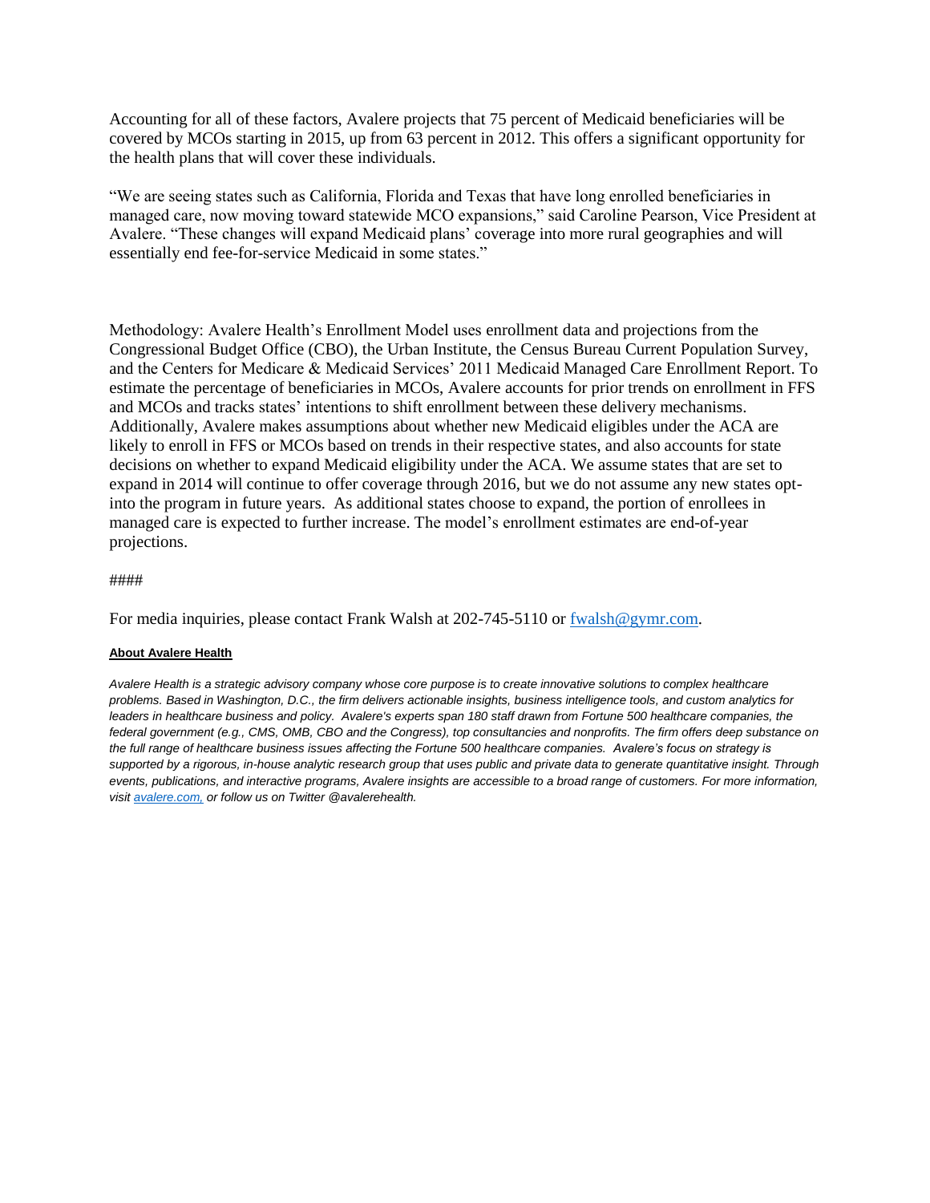Accounting for all of these factors, Avalere projects that 75 percent of Medicaid beneficiaries will be covered by MCOs starting in 2015, up from 63 percent in 2012. This offers a significant opportunity for the health plans that will cover these individuals.

"We are seeing states such as California, Florida and Texas that have long enrolled beneficiaries in managed care, now moving toward statewide MCO expansions," said Caroline Pearson, Vice President at Avalere. "These changes will expand Medicaid plans' coverage into more rural geographies and will essentially end fee-for-service Medicaid in some states."

Methodology: Avalere Health's Enrollment Model uses enrollment data and projections from the Congressional Budget Office (CBO), the Urban Institute, the Census Bureau Current Population Survey, and the Centers for Medicare & Medicaid Services' 2011 Medicaid Managed Care Enrollment Report. To estimate the percentage of beneficiaries in MCOs, Avalere accounts for prior trends on enrollment in FFS and MCOs and tracks states' intentions to shift enrollment between these delivery mechanisms. Additionally, Avalere makes assumptions about whether new Medicaid eligibles under the ACA are likely to enroll in FFS or MCOs based on trends in their respective states, and also accounts for state decisions on whether to expand Medicaid eligibility under the ACA. We assume states that are set to expand in 2014 will continue to offer coverage through 2016, but we do not assume any new states opt-into the program in future years. As additional states choose to expand, the portion of enrollees in managed care is expected to further increase. The model's enrollment estimates are end-of-year projections.

####

For media inquiries, please contact Frank Walsh at 202-745-5110 or fwalsh@gymr.com.

**About Avalere Health**

*Avalere Health is a strategic advisory company whose core purpose is to create innovative solutions to complex healthcare problems. Based in Washington, D.C., the firm delivers actionable insights, business intelligence tools, and custom analytics for leaders in healthcare business and policy. Avalere's experts span 180 staff drawn from Fortune 500 healthcare companies, the federal government (e.g., CMS, OMB, CBO and the Congress), top consultancies and nonprofits. The firm offers deep substance on the full range of healthcare business issues affecting the Fortune 500 healthcare companies. Avalere's focus on strategy is supported by a rigorous, in-house analytic research group that uses public and private data to generate quantitative insight. Through events, publications, and interactive programs, Avalere insights are accessible to a broad range of customers. For more information, visit avalere.com, or follow us on Twitter @avalerehealth.*